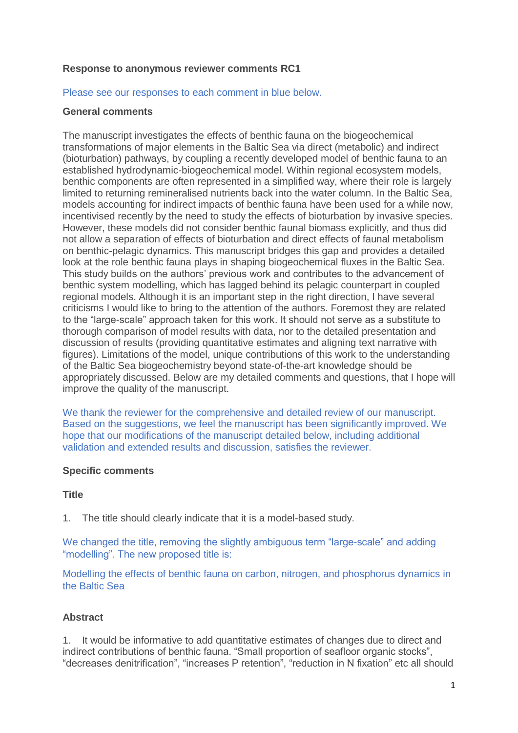**Response to anonymous reviewer comments RC1**

Please see our responses to each comment in blue below.

**General comments**

The manuscript investigates the effects of benthic fauna on the biogeochemical transformations of major elements in the Baltic Sea via direct (metabolic) and indirect (bioturbation) pathways, by coupling a recently developed model of benthic fauna to an established hydrodynamic-biogeochemical model. Within regional ecosystem models, benthic components are often represented in a simplified way, where their role is largely limited to returning remineralised nutrients back into the water column. In the Baltic Sea, models accounting for indirect impacts of benthic fauna have been used for a while now, incentivised recently by the need to study the effects of bioturbation by invasive species. However, these models did not consider benthic faunal biomass explicitly, and thus did not allow a separation of effects of bioturbation and direct effects of faunal metabolism on benthic-pelagic dynamics. This manuscript bridges this gap and provides a detailed look at the role benthic fauna plays in shaping biogeochemical fluxes in the Baltic Sea. This study builds on the authors' previous work and contributes to the advancement of benthic system modelling, which has lagged behind its pelagic counterpart in coupled regional models. Although it is an important step in the right direction, I have several criticisms I would like to bring to the attention of the authors. Foremost they are related to the "large-scale" approach taken for this work. It should not serve as a substitute to thorough comparison of model results with data, nor to the detailed presentation and discussion of results (providing quantitative estimates and aligning text narrative with figures). Limitations of the model, unique contributions of this work to the understanding of the Baltic Sea biogeochemistry beyond state-of-the-art knowledge should be appropriately discussed. Below are my detailed comments and questions, that I hope will improve the quality of the manuscript.

We thank the reviewer for the comprehensive and detailed review of our manuscript. Based on the suggestions, we feel the manuscript has been significantly improved. We hope that our modifications of the manuscript detailed below, including additional validation and extended results and discussion, satisfies the reviewer.

**Specific comments**

**Title**

1. The title should clearly indicate that it is a model-based study.

We changed the title, removing the slightly ambiguous term "large-scale" and adding "modelling". The new proposed title is:

Modelling the effects of benthic fauna on carbon, nitrogen, and phosphorus dynamics in the Baltic Sea

**Abstract**

1. It would be informative to add quantitative estimates of changes due to direct and indirect contributions of benthic fauna. "Small proportion of seafloor organic stocks", "decreases denitrification", "increases P retention", "reduction in N fixation" etc all should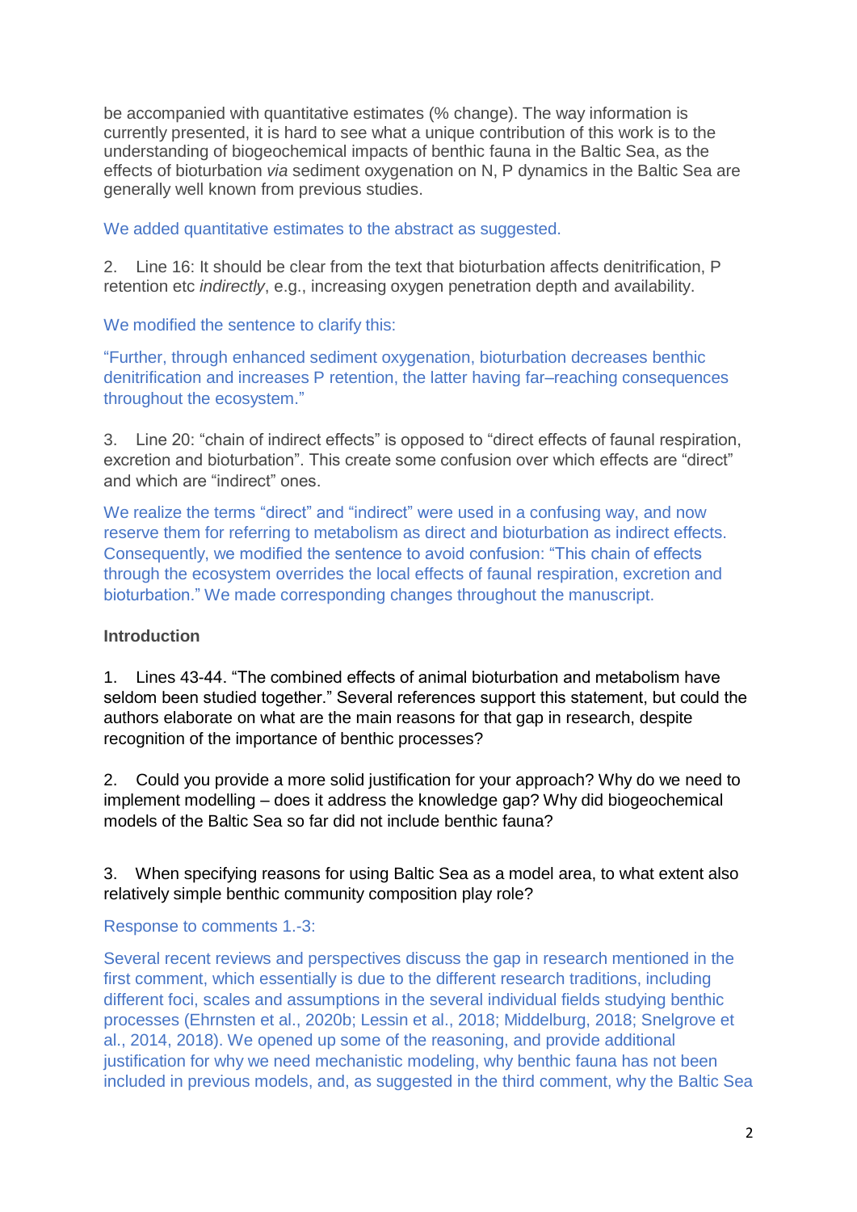be accompanied with quantitative estimates (% change). The way information is currently presented, it is hard to see what a unique contribution of this work is to the understanding of biogeochemical impacts of benthic fauna in the Baltic Sea, as the effects of bioturbation *via* sediment oxygenation on N, P dynamics in the Baltic Sea are generally well known from previous studies.

We added quantitative estimates to the abstract as suggested.

2. Line 16: It should be clear from the text that bioturbation affects denitrification, P retention etc *indirectly*, e.g., increasing oxygen penetration depth and availability.

We modified the sentence to clarify this:

"Further, through enhanced sediment oxygenation, bioturbation decreases benthic denitrification and increases P retention, the latter having far–reaching consequences throughout the ecosystem."

3. Line 20: "chain of indirect effects" is opposed to "direct effects of faunal respiration, excretion and bioturbation". This create some confusion over which effects are "direct" and which are "indirect" ones.

We realize the terms "direct" and "indirect" were used in a confusing way, and now reserve them for referring to metabolism as direct and bioturbation as indirect effects. Consequently, we modified the sentence to avoid confusion: "This chain of effects through the ecosystem overrides the local effects of faunal respiration, excretion and bioturbation." We made corresponding changes throughout the manuscript.

**Introduction**

1. Lines 43-44. "The combined effects of animal bioturbation and metabolism have seldom been studied together." Several references support this statement, but could the authors elaborate on what are the main reasons for that gap in research, despite recognition of the importance of benthic processes?

2. Could you provide a more solid justification for your approach? Why do we need to implement modelling – does it address the knowledge gap? Why did biogeochemical models of the Baltic Sea so far did not include benthic fauna?

3. When specifying reasons for using Baltic Sea as a model area, to what extent also relatively simple benthic community composition play role?

Response to comments 1.-3:

Several recent reviews and perspectives discuss the gap in research mentioned in the first comment, which essentially is due to the different research traditions, including different foci, scales and assumptions in the several individual fields studying benthic processes (Ehrnsten et al., 2020b; Lessin et al., 2018; Middelburg, 2018; Snelgrove et al., 2014, 2018). We opened up some of the reasoning, and provide additional justification for why we need mechanistic modeling, why benthic fauna has not been included in previous models, and, as suggested in the third comment, why the Baltic Sea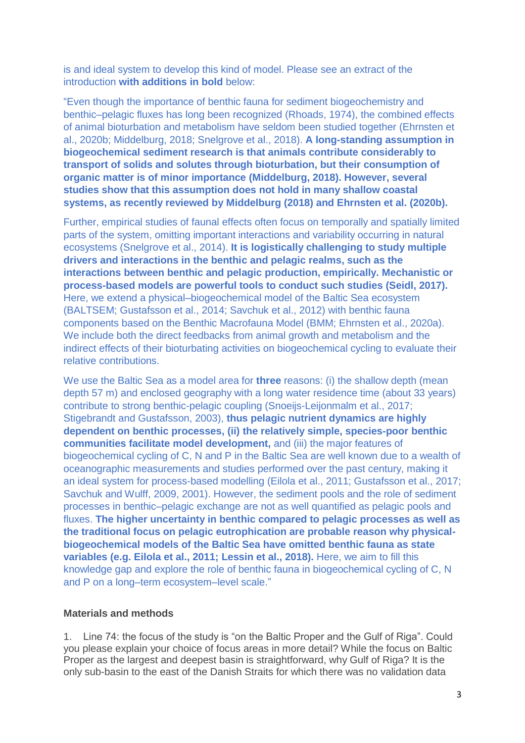is and ideal system to develop this kind of model. Please see an extract of the introduction **with additions in bold** below:

"Even though the importance of benthic fauna for sediment biogeochemistry and benthic–pelagic fluxes has long been recognized (Rhoads, 1974), the combined effects of animal bioturbation and metabolism have seldom been studied together (Ehrnsten et al., 2020b; Middelburg, 2018; Snelgrove et al., 2018). **A long-standing assumption in biogeochemical sediment research is that animals contribute considerably to transport of solids and solutes through bioturbation, but their consumption of organic matter is of minor importance (Middelburg, 2018). However, several studies show that this assumption does not hold in many shallow coastal systems, as recently reviewed by Middelburg (2018) and Ehrnsten et al. (2020b).**

Further, empirical studies of faunal effects often focus on temporally and spatially limited parts of the system, omitting important interactions and variability occurring in natural ecosystems (Snelgrove et al., 2014). **It is logistically challenging to study multiple drivers and interactions in the benthic and pelagic realms, such as the interactions between benthic and pelagic production, empirically. Mechanistic or process-based models are powerful tools to conduct such studies (Seidl, 2017).** Here, we extend a physical–biogeochemical model of the Baltic Sea ecosystem (BALTSEM; Gustafsson et al., 2014; Savchuk et al., 2012) with benthic fauna components based on the Benthic Macrofauna Model (BMM; Ehrnsten et al., 2020a). We include both the direct feedbacks from animal growth and metabolism and the indirect effects of their bioturbating activities on biogeochemical cycling to evaluate their relative contributions.

We use the Baltic Sea as a model area for **three** reasons: (i) the shallow depth (mean depth 57 m) and enclosed geography with a long water residence time (about 33 years) contribute to strong benthic-pelagic coupling (Snoeijs-Leijonmalm et al., 2017; Stigebrandt and Gustafsson, 2003), **thus pelagic nutrient dynamics are highly dependent on benthic processes, (ii) the relatively simple, species-poor benthic communities facilitate model development,** and (iii) the major features of biogeochemical cycling of C, N and P in the Baltic Sea are well known due to a wealth of oceanographic measurements and studies performed over the past century, making it an ideal system for process-based modelling (Eilola et al., 2011; Gustafsson et al., 2017; Savchuk and Wulff, 2009, 2001). However, the sediment pools and the role of sediment processes in benthic–pelagic exchange are not as well quantified as pelagic pools and fluxes. **The higher uncertainty in benthic compared to pelagic processes as well as the traditional focus on pelagic eutrophication are probable reason why physical-biogeochemical models of the Baltic Sea have omitted benthic fauna as state variables (e.g. Eilola et al., 2011; Lessin et al., 2018).** Here, we aim to fill this knowledge gap and explore the role of benthic fauna in biogeochemical cycling of C, N and P on a long–term ecosystem–level scale."

**Materials and methods**

1. Line 74: the focus of the study is "on the Baltic Proper and the Gulf of Riga". Could you please explain your choice of focus areas in more detail? While the focus on Baltic Proper as the largest and deepest basin is straightforward, why Gulf of Riga? It is the only sub-basin to the east of the Danish Straits for which there was no validation data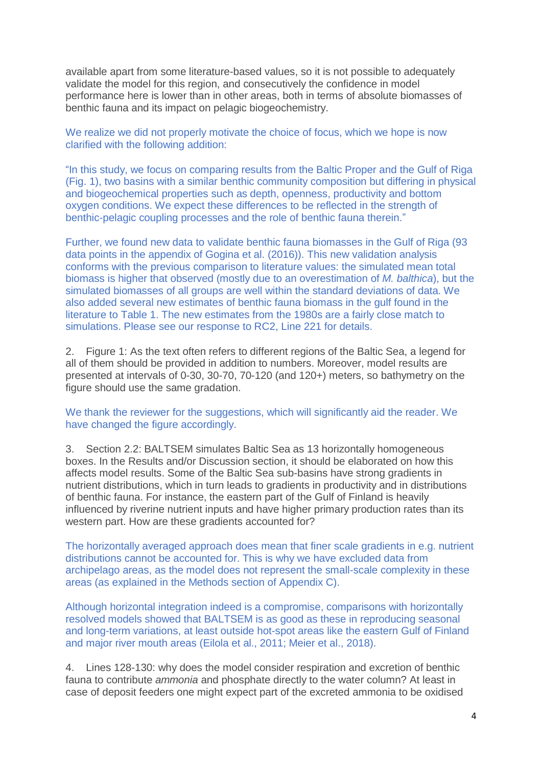available apart from some literature-based values, so it is not possible to adequately validate the model for this region, and consecutively the confidence in model performance here is lower than in other areas, both in terms of absolute biomasses of benthic fauna and its impact on pelagic biogeochemistry.

We realize we did not properly motivate the choice of focus, which we hope is now clarified with the following addition:

"In this study, we focus on comparing results from the Baltic Proper and the Gulf of Riga (Fig. 1), two basins with a similar benthic community composition but differing in physical and biogeochemical properties such as depth, openness, productivity and bottom oxygen conditions. We expect these differences to be reflected in the strength of benthic-pelagic coupling processes and the role of benthic fauna therein."

Further, we found new data to validate benthic fauna biomasses in the Gulf of Riga (93 data points in the appendix of Gogina et al. (2016)). This new validation analysis conforms with the previous comparison to literature values: the simulated mean total biomass is higher that observed (mostly due to an overestimation of *M. balthica*), but the simulated biomasses of all groups are well within the standard deviations of data. We also added several new estimates of benthic fauna biomass in the gulf found in the literature to Table 1. The new estimates from the 1980s are a fairly close match to simulations. Please see our response to RC2, Line 221 for details.

2. Figure 1: As the text often refers to different regions of the Baltic Sea, a legend for all of them should be provided in addition to numbers. Moreover, model results are presented at intervals of 0-30, 30-70, 70-120 (and 120+) meters, so bathymetry on the figure should use the same gradation.

We thank the reviewer for the suggestions, which will significantly aid the reader. We have changed the figure accordingly.

3. Section 2.2: BALTSEM simulates Baltic Sea as 13 horizontally homogeneous boxes. In the Results and/or Discussion section, it should be elaborated on how this affects model results. Some of the Baltic Sea sub-basins have strong gradients in nutrient distributions, which in turn leads to gradients in productivity and in distributions of benthic fauna. For instance, the eastern part of the Gulf of Finland is heavily influenced by riverine nutrient inputs and have higher primary production rates than its western part. How are these gradients accounted for?

The horizontally averaged approach does mean that finer scale gradients in e.g. nutrient distributions cannot be accounted for. This is why we have excluded data from archipelago areas, as the model does not represent the small-scale complexity in these areas (as explained in the Methods section of Appendix C).

Although horizontal integration indeed is a compromise, comparisons with horizontally resolved models showed that BALTSEM is as good as these in reproducing seasonal and long-term variations, at least outside hot-spot areas like the eastern Gulf of Finland and major river mouth areas (Eilola et al., 2011; Meier et al., 2018).

4. Lines 128-130: why does the model consider respiration and excretion of benthic fauna to contribute *ammonia* and phosphate directly to the water column? At least in case of deposit feeders one might expect part of the excreted ammonia to be oxidised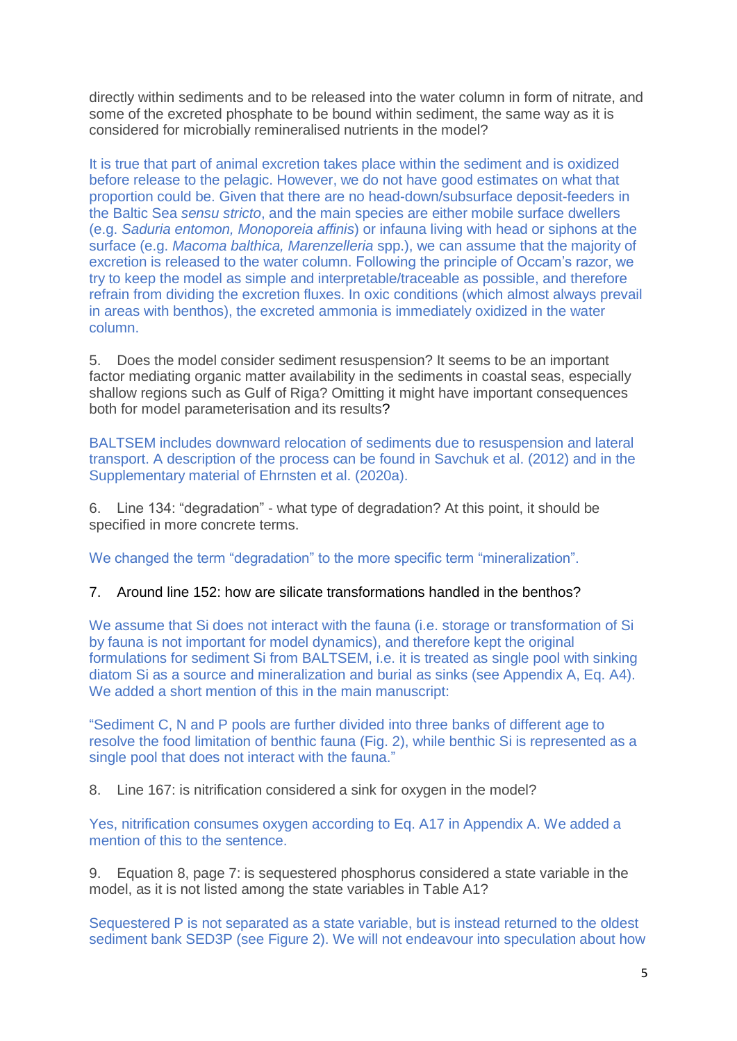directly within sediments and to be released into the water column in form of nitrate, and some of the excreted phosphate to be bound within sediment, the same way as it is considered for microbially remineralised nutrients in the model?

It is true that part of animal excretion takes place within the sediment and is oxidized before release to the pelagic. However, we do not have good estimates on what that proportion could be. Given that there are no head-down/subsurface deposit-feeders in the Baltic Sea *sensu stricto*, and the main species are either mobile surface dwellers (e.g. *Saduria entomon, Monoporeia affinis*) or infauna living with head or siphons at the surface (e.g. *Macoma balthica, Marenzelleria* spp.), we can assume that the majority of excretion is released to the water column. Following the principle of Occam's razor, we try to keep the model as simple and interpretable/traceable as possible, and therefore refrain from dividing the excretion fluxes. In oxic conditions (which almost always prevail in areas with benthos), the excreted ammonia is immediately oxidized in the water column.

5. Does the model consider sediment resuspension? It seems to be an important factor mediating organic matter availability in the sediments in coastal seas, especially shallow regions such as Gulf of Riga? Omitting it might have important consequences both for model parameterisation and its results?

BALTSEM includes downward relocation of sediments due to resuspension and lateral transport. A description of the process can be found in Savchuk et al. (2012) and in the Supplementary material of Ehrnsten et al. (2020a).

6. Line 134: "degradation" - what type of degradation? At this point, it should be specified in more concrete terms.

We changed the term "degradation" to the more specific term "mineralization".

7. Around line 152: how are silicate transformations handled in the benthos?

We assume that Si does not interact with the fauna (i.e. storage or transformation of Si by fauna is not important for model dynamics), and therefore kept the original formulations for sediment Si from BALTSEM, i.e. it is treated as single pool with sinking diatom Si as a source and mineralization and burial as sinks (see Appendix A, Eq. A4). We added a short mention of this in the main manuscript:

"Sediment C, N and P pools are further divided into three banks of different age to resolve the food limitation of benthic fauna (Fig. 2), while benthic Si is represented as a single pool that does not interact with the fauna."

8. Line 167: is nitrification considered a sink for oxygen in the model?

Yes, nitrification consumes oxygen according to Eq. A17 in Appendix A. We added a mention of this to the sentence.

9. Equation 8, page 7: is sequestered phosphorus considered a state variable in the model, as it is not listed among the state variables in Table A1?

Sequestered P is not separated as a state variable, but is instead returned to the oldest sediment bank SED3P (see Figure 2). We will not endeavour into speculation about how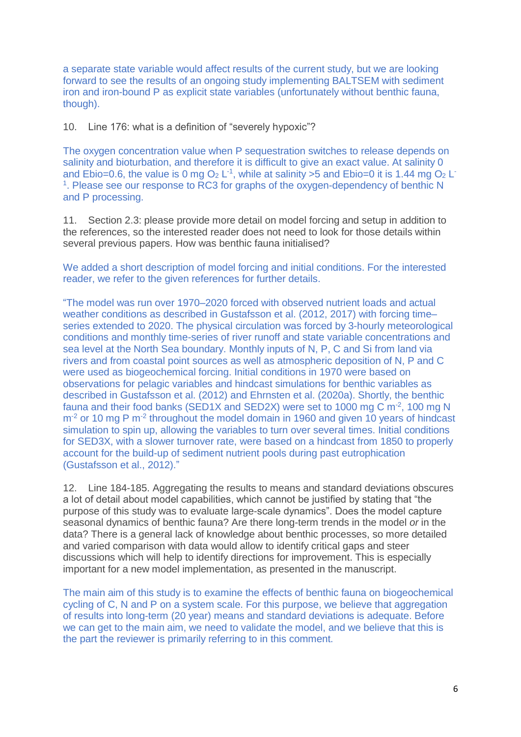a separate state variable would affect results of the current study, but we are looking forward to see the results of an ongoing study implementing BALTSEM with sediment iron and iron-bound P as explicit state variables (unfortunately without benthic fauna, though).

10. Line 176: what is a definition of "severely hypoxic"?

The oxygen concentration value when P sequestration switches to release depends on salinity and bioturbation, and therefore it is difficult to give an exact value. At salinity 0 and Ebio=0.6, the value is 0 mg $O_2$ $L^{-1}$, while at salinity >5 and Ebio=0 it is 1.44 mg $O_2$ $L^{-1}$. Please see our response to RC3 for graphs of the oxygen-dependency of benthic N and P processing.

11. Section 2.3: please provide more detail on model forcing and setup in addition to the references, so the interested reader does not need to look for those details within several previous papers. How was benthic fauna initialised?

We added a short description of model forcing and initial conditions. For the interested reader, we refer to the given references for further details.

"The model was run over 1970–2020 forced with observed nutrient loads and actual weather conditions as described in Gustafsson et al. (2012, 2017) with forcing time–series extended to 2020. The physical circulation was forced by 3-hourly meteorological conditions and monthly time-series of river runoff and state variable concentrations and sea level at the North Sea boundary. Monthly inputs of N, P, C and Si from land via rivers and from coastal point sources as well as atmospheric deposition of N, P and C were used as biogeochemical forcing. Initial conditions in 1970 were based on observations for pelagic variables and hindcast simulations for benthic variables as described in Gustafsson et al. (2012) and Ehrnsten et al. (2020a). Shortly, the benthic fauna and their food banks (SED1X and SED2X) were set to 1000 mg C $m^{-2}$, 100 mg N $m^{-2}$ or 10 mg P $m^{-2}$ throughout the model domain in 1960 and given 10 years of hindcast simulation to spin up, allowing the variables to turn over several times. Initial conditions for SED3X, with a slower turnover rate, were based on a hindcast from 1850 to properly account for the build-up of sediment nutrient pools during past eutrophication (Gustafsson et al., 2012)."

12. Line 184-185. Aggregating the results to means and standard deviations obscures a lot of detail about model capabilities, which cannot be justified by stating that "the purpose of this study was to evaluate large-scale dynamics". Does the model capture seasonal dynamics of benthic fauna? Are there long-term trends in the model *or* in the data? There is a general lack of knowledge about benthic processes, so more detailed and varied comparison with data would allow to identify critical gaps and steer discussions which will help to identify directions for improvement. This is especially important for a new model implementation, as presented in the manuscript.

The main aim of this study is to examine the effects of benthic fauna on biogeochemical cycling of C, N and P on a system scale. For this purpose, we believe that aggregation of results into long-term (20 year) means and standard deviations is adequate. Before we can get to the main aim, we need to validate the model, and we believe that this is the part the reviewer is primarily referring to in this comment.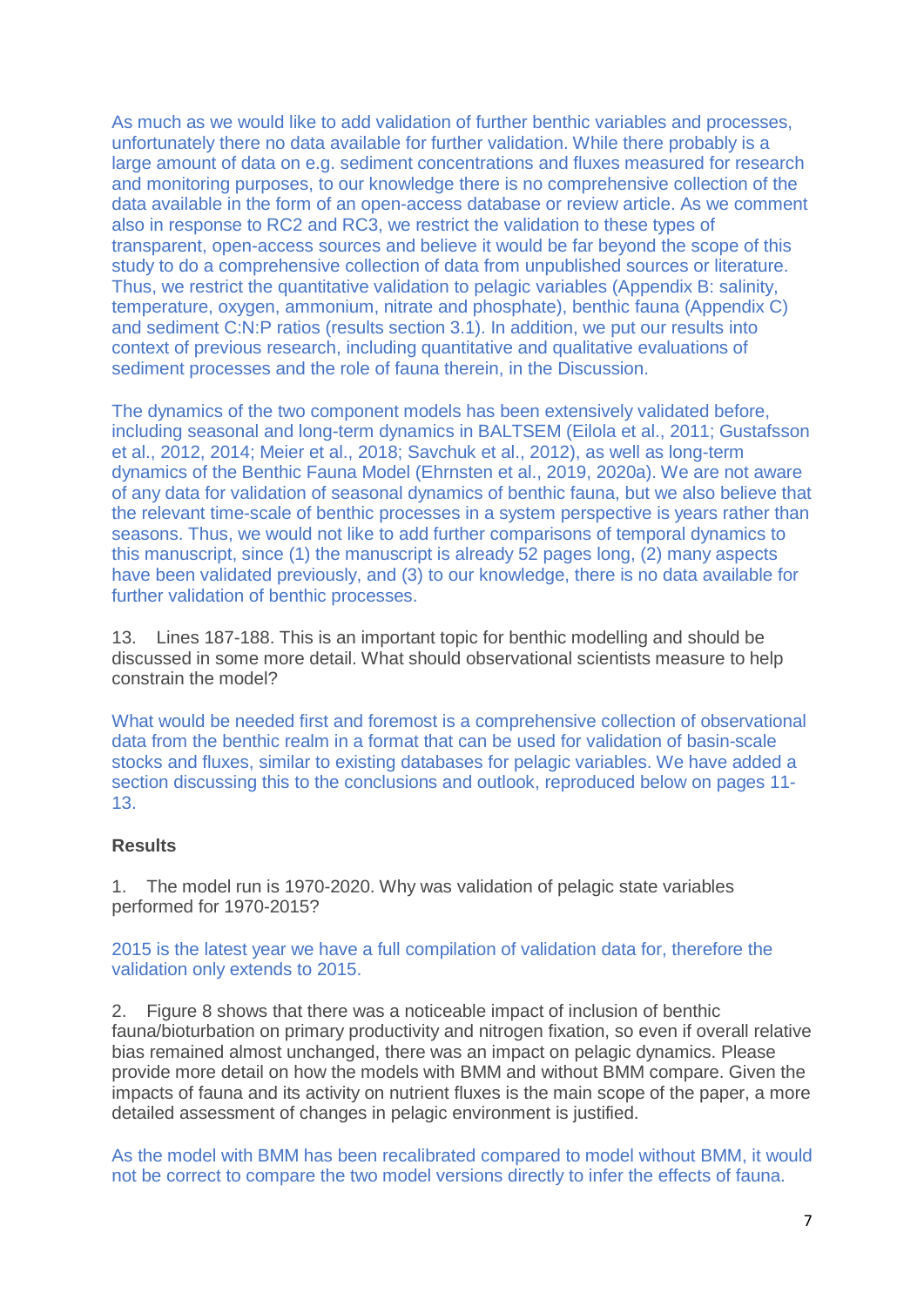As much as we would like to add validation of further benthic variables and processes, unfortunately there no data available for further validation. While there probably is a large amount of data on e.g. sediment concentrations and fluxes measured for research and monitoring purposes, to our knowledge there is no comprehensive collection of the data available in the form of an open-access database or review article. As we comment also in response to RC2 and RC3, we restrict the validation to these types of transparent, open-access sources and believe it would be far beyond the scope of this study to do a comprehensive collection of data from unpublished sources or literature. Thus, we restrict the quantitative validation to pelagic variables (Appendix B: salinity, temperature, oxygen, ammonium, nitrate and phosphate), benthic fauna (Appendix C) and sediment C:N:P ratios (results section 3.1). In addition, we put our results into context of previous research, including quantitative and qualitative evaluations of sediment processes and the role of fauna therein, in the Discussion.

The dynamics of the two component models has been extensively validated before, including seasonal and long-term dynamics in BALTSEM (Eilola et al., 2011; Gustafsson et al., 2012, 2014; Meier et al., 2018; Savchuk et al., 2012), as well as long-term dynamics of the Benthic Fauna Model (Ehrnsten et al., 2019, 2020a). We are not aware of any data for validation of seasonal dynamics of benthic fauna, but we also believe that the relevant time-scale of benthic processes in a system perspective is years rather than seasons. Thus, we would not like to add further comparisons of temporal dynamics to this manuscript, since (1) the manuscript is already 52 pages long, (2) many aspects have been validated previously, and (3) to our knowledge, there is no data available for further validation of benthic processes.

13. Lines 187-188. This is an important topic for benthic modelling and should be discussed in some more detail. What should observational scientists measure to help constrain the model?

What would be needed first and foremost is a comprehensive collection of observational data from the benthic realm in a format that can be used for validation of basin-scale stocks and fluxes, similar to existing databases for pelagic variables. We have added a section discussing this to the conclusions and outlook, reproduced below on pages 11-13.

**Results**

1. The model run is 1970-2020. Why was validation of pelagic state variables performed for 1970-2015?

2015 is the latest year we have a full compilation of validation data for, therefore the validation only extends to 2015.

2. Figure 8 shows that there was a noticeable impact of inclusion of benthic fauna/bioturbation on primary productivity and nitrogen fixation, so even if overall relative bias remained almost unchanged, there was an impact on pelagic dynamics. Please provide more detail on how the models with BMM and without BMM compare. Given the impacts of fauna and its activity on nutrient fluxes is the main scope of the paper, a more detailed assessment of changes in pelagic environment is justified.

As the model with BMM has been recalibrated compared to model without BMM, it would not be correct to compare the two model versions directly to infer the effects of fauna.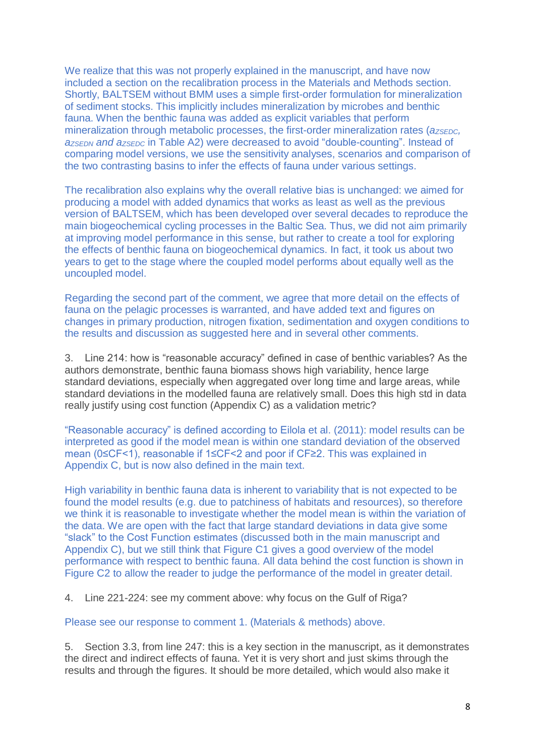We realize that this was not properly explained in the manuscript, and have now included a section on the recalibration process in the Materials and Methods section. Shortly, BALTSEM without BMM uses a simple first-order formulation for mineralization of sediment stocks. This implicitly includes mineralization by microbes and benthic fauna. When the benthic fauna was added as explicit variables that perform mineralization through metabolic processes, the first-order mineralization rates ($a_{ZSEDC}$, $a_{ZSEDN}$ and $a_{ZSEDC}$ in Table A2) were decreased to avoid "double-counting". Instead of comparing model versions, we use the sensitivity analyses, scenarios and comparison of the two contrasting basins to infer the effects of fauna under various settings.

The recalibration also explains why the overall relative bias is unchanged: we aimed for producing a model with added dynamics that works as least as well as the previous version of BALTSEM, which has been developed over several decades to reproduce the main biogeochemical cycling processes in the Baltic Sea. Thus, we did not aim primarily at improving model performance in this sense, but rather to create a tool for exploring the effects of benthic fauna on biogeochemical dynamics. In fact, it took us about two years to get to the stage where the coupled model performs about equally well as the uncoupled model.

Regarding the second part of the comment, we agree that more detail on the effects of fauna on the pelagic processes is warranted, and have added text and figures on changes in primary production, nitrogen fixation, sedimentation and oxygen conditions to the results and discussion as suggested here and in several other comments.

3. Line 214: how is "reasonable accuracy" defined in case of benthic variables? As the authors demonstrate, benthic fauna biomass shows high variability, hence large standard deviations, especially when aggregated over long time and large areas, while standard deviations in the modelled fauna are relatively small. Does this high std in data really justify using cost function (Appendix C) as a validation metric?

"Reasonable accuracy" is defined according to Eilola et al. (2011): model results can be interpreted as good if the model mean is within one standard deviation of the observed mean ($0 \leq CF < 1$), reasonable if $1 \leq CF < 2$ and poor if $CF \geq 2$. This was explained in Appendix C, but is now also defined in the main text.

High variability in benthic fauna data is inherent to variability that is not expected to be found the model results (e.g. due to patchiness of habitats and resources), so therefore we think it is reasonable to investigate whether the model mean is within the variation of the data. We are open with the fact that large standard deviations in data give some "slack" to the Cost Function estimates (discussed both in the main manuscript and Appendix C), but we still think that Figure C1 gives a good overview of the model performance with respect to benthic fauna. All data behind the cost function is shown in Figure C2 to allow the reader to judge the performance of the model in greater detail.

4. Line 221-224: see my comment above: why focus on the Gulf of Riga?

Please see our response to comment 1. (Materials & methods) above.

5. Section 3.3, from line 247: this is a key section in the manuscript, as it demonstrates the direct and indirect effects of fauna. Yet it is very short and just skims through the results and through the figures. It should be more detailed, which would also make it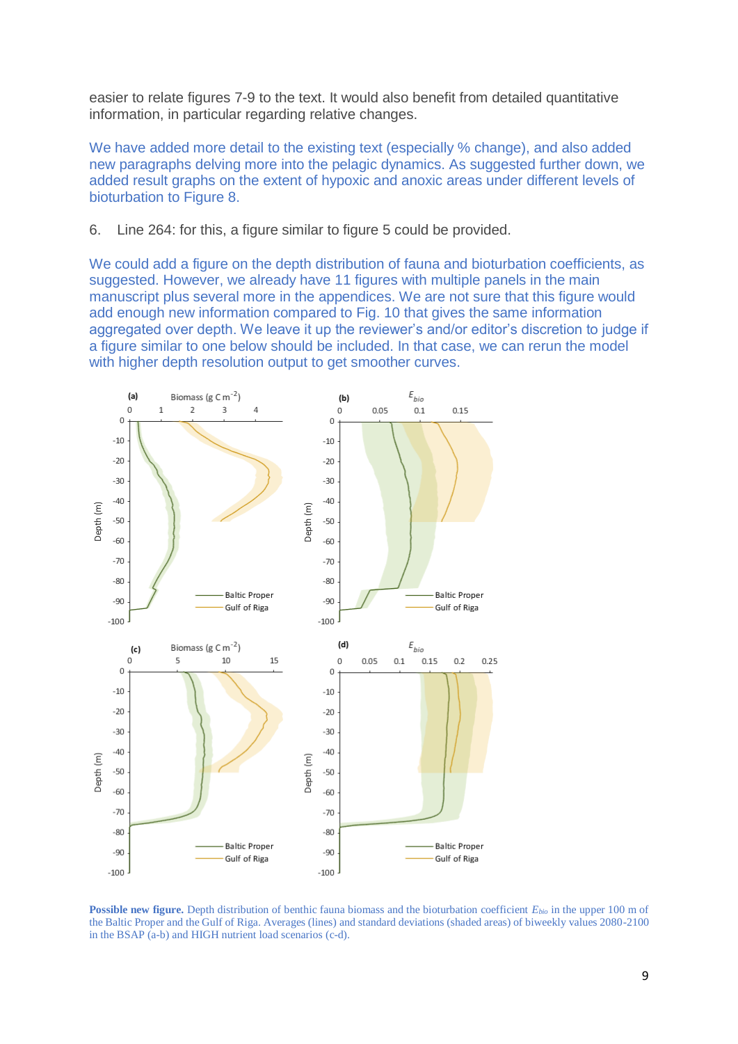easier to relate figures 7-9 to the text. It would also benefit from detailed quantitative information, in particular regarding relative changes.

We have added more detail to the existing text (especially % change), and also added new paragraphs delving more into the pelagic dynamics. As suggested further down, we added result graphs on the extent of hypoxic and anoxic areas under different levels of bioturbation to Figure 8.

6. Line 264: for this, a figure similar to figure 5 could be provided.

We could add a figure on the depth distribution of fauna and bioturbation coefficients, as suggested. However, we already have 11 figures with multiple panels in the main manuscript plus several more in the appendices. We are not sure that this figure would add enough new information compared to Fig. 10 that gives the same information aggregated over depth. We leave it up the reviewer's and/or editor's discretion to judge if a figure similar to one below should be included. In that case, we can rerun the model with higher depth resolution output to get smoother curves.

**Possible new figure.** Depth distribution of benthic fauna biomass and the bioturbation coefficient $E_{bio}$ in the upper 100 m of the Baltic Proper and the Gulf of Riga. Averages (lines) and standard deviations (shaded areas) of biweekly values 2080-2100 in the BSAP (a-b) and HIGH nutrient load scenarios (c-d).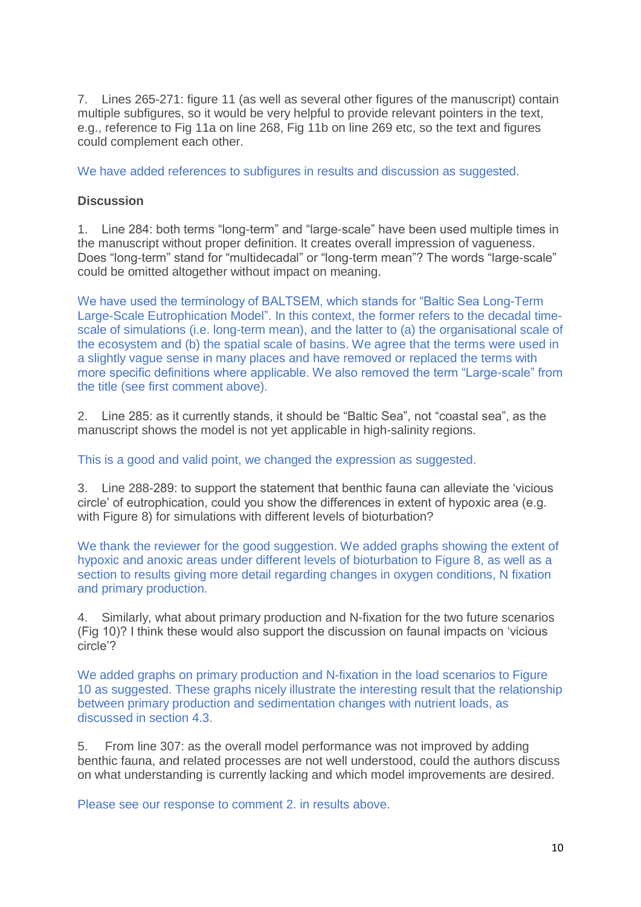7. Lines 265-271: figure 11 (as well as several other figures of the manuscript) contain multiple subfigures, so it would be very helpful to provide relevant pointers in the text, e.g., reference to Fig 11a on line 268, Fig 11b on line 269 etc, so the text and figures could complement each other.

We have added references to subfigures in results and discussion as suggested.

**Discussion**

1. Line 284: both terms "long-term" and "large-scale" have been used multiple times in the manuscript without proper definition. It creates overall impression of vagueness. Does "long-term" stand for "multidecadal" or "long-term mean"? The words "large-scale" could be omitted altogether without impact on meaning.

We have used the terminology of BALTSEM, which stands for "Baltic Sea Long-Term Large-Scale Eutrophication Model". In this context, the former refers to the decadal time-scale of simulations (i.e. long-term mean), and the latter to (a) the organisational scale of the ecosystem and (b) the spatial scale of basins. We agree that the terms were used in a slightly vague sense in many places and have removed or replaced the terms with more specific definitions where applicable. We also removed the term "Large-scale" from the title (see first comment above).

2. Line 285: as it currently stands, it should be "Baltic Sea", not "coastal sea", as the manuscript shows the model is not yet applicable in high-salinity regions.

This is a good and valid point, we changed the expression as suggested.

3. Line 288-289: to support the statement that benthic fauna can alleviate the 'vicious circle' of eutrophication, could you show the differences in extent of hypoxic area (e.g. with Figure 8) for simulations with different levels of bioturbation?

We thank the reviewer for the good suggestion. We added graphs showing the extent of hypoxic and anoxic areas under different levels of bioturbation to Figure 8, as well as a section to results giving more detail regarding changes in oxygen conditions, N fixation and primary production.

4. Similarly, what about primary production and N-fixation for the two future scenarios (Fig 10)? I think these would also support the discussion on faunal impacts on 'vicious circle'?

We added graphs on primary production and N-fixation in the load scenarios to Figure 10 as suggested. These graphs nicely illustrate the interesting result that the relationship between primary production and sedimentation changes with nutrient loads, as discussed in section 4.3.

5. From line 307: as the overall model performance was not improved by adding benthic fauna, and related processes are not well understood, could the authors discuss on what understanding is currently lacking and which model improvements are desired.

Please see our response to comment 2. in results above.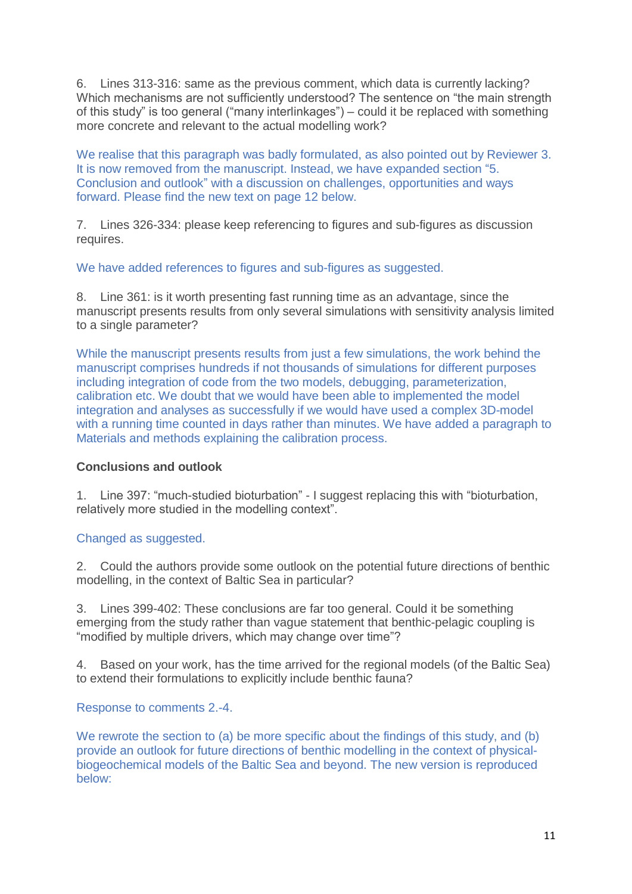6. Lines 313-316: same as the previous comment, which data is currently lacking? Which mechanisms are not sufficiently understood? The sentence on "the main strength of this study" is too general ("many interlinkages") – could it be replaced with something more concrete and relevant to the actual modelling work?

We realise that this paragraph was badly formulated, as also pointed out by Reviewer 3. It is now removed from the manuscript. Instead, we have expanded section "5. Conclusion and outlook" with a discussion on challenges, opportunities and ways forward. Please find the new text on page 12 below.

7. Lines 326-334: please keep referencing to figures and sub-figures as discussion requires.

We have added references to figures and sub-figures as suggested.

8. Line 361: is it worth presenting fast running time as an advantage, since the manuscript presents results from only several simulations with sensitivity analysis limited to a single parameter?

While the manuscript presents results from just a few simulations, the work behind the manuscript comprises hundreds if not thousands of simulations for different purposes including integration of code from the two models, debugging, parameterization, calibration etc. We doubt that we would have been able to implemented the model integration and analyses as successfully if we would have used a complex 3D-model with a running time counted in days rather than minutes. We have added a paragraph to Materials and methods explaining the calibration process.

**Conclusions and outlook**

1. Line 397: "much-studied bioturbation" - I suggest replacing this with "bioturbation, relatively more studied in the modelling context".

Changed as suggested.

2. Could the authors provide some outlook on the potential future directions of benthic modelling, in the context of Baltic Sea in particular?

3. Lines 399-402: These conclusions are far too general. Could it be something emerging from the study rather than vague statement that benthic-pelagic coupling is "modified by multiple drivers, which may change over time"?

4. Based on your work, has the time arrived for the regional models (of the Baltic Sea) to extend their formulations to explicitly include benthic fauna?

Response to comments 2.-4.

We rewrote the section to (a) be more specific about the findings of this study, and (b) provide an outlook for future directions of benthic modelling in the context of physical-biogeochemical models of the Baltic Sea and beyond. The new version is reproduced below: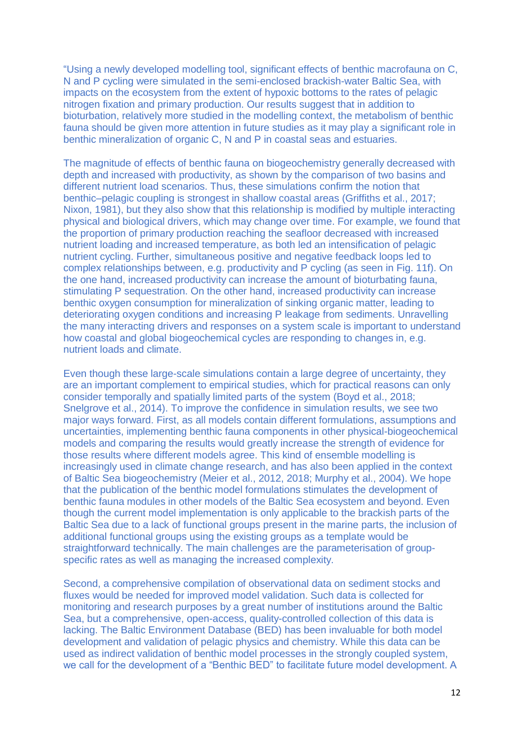"Using a newly developed modelling tool, significant effects of benthic macrofauna on C, N and P cycling were simulated in the semi-enclosed brackish-water Baltic Sea, with impacts on the ecosystem from the extent of hypoxic bottoms to the rates of pelagic nitrogen fixation and primary production. Our results suggest that in addition to bioturbation, relatively more studied in the modelling context, the metabolism of benthic fauna should be given more attention in future studies as it may play a significant role in benthic mineralization of organic C, N and P in coastal seas and estuaries.

The magnitude of effects of benthic fauna on biogeochemistry generally decreased with depth and increased with productivity, as shown by the comparison of two basins and different nutrient load scenarios. Thus, these simulations confirm the notion that benthic–pelagic coupling is strongest in shallow coastal areas (Griffiths et al., 2017; Nixon, 1981), but they also show that this relationship is modified by multiple interacting physical and biological drivers, which may change over time. For example, we found that the proportion of primary production reaching the seafloor decreased with increased nutrient loading and increased temperature, as both led an intensification of pelagic nutrient cycling. Further, simultaneous positive and negative feedback loops led to complex relationships between, e.g. productivity and P cycling (as seen in Fig. 11f). On the one hand, increased productivity can increase the amount of bioturbating fauna, stimulating P sequestration. On the other hand, increased productivity can increase benthic oxygen consumption for mineralization of sinking organic matter, leading to deteriorating oxygen conditions and increasing P leakage from sediments. Unravelling the many interacting drivers and responses on a system scale is important to understand how coastal and global biogeochemical cycles are responding to changes in, e.g. nutrient loads and climate.

Even though these large-scale simulations contain a large degree of uncertainty, they are an important complement to empirical studies, which for practical reasons can only consider temporally and spatially limited parts of the system (Boyd et al., 2018; Snelgrove et al., 2014). To improve the confidence in simulation results, we see two major ways forward. First, as all models contain different formulations, assumptions and uncertainties, implementing benthic fauna components in other physical-biogeochemical models and comparing the results would greatly increase the strength of evidence for those results where different models agree. This kind of ensemble modelling is increasingly used in climate change research, and has also been applied in the context of Baltic Sea biogeochemistry (Meier et al., 2012, 2018; Murphy et al., 2004). We hope that the publication of the benthic model formulations stimulates the development of benthic fauna modules in other models of the Baltic Sea ecosystem and beyond. Even though the current model implementation is only applicable to the brackish parts of the Baltic Sea due to a lack of functional groups present in the marine parts, the inclusion of additional functional groups using the existing groups as a template would be straightforward technically. The main challenges are the parameterisation of group-specific rates as well as managing the increased complexity.

Second, a comprehensive compilation of observational data on sediment stocks and fluxes would be needed for improved model validation. Such data is collected for monitoring and research purposes by a great number of institutions around the Baltic Sea, but a comprehensive, open-access, quality-controlled collection of this data is lacking. The Baltic Environment Database (BED) has been invaluable for both model development and validation of pelagic physics and chemistry. While this data can be used as indirect validation of benthic model processes in the strongly coupled system, we call for the development of a "Benthic BED" to facilitate future model development. A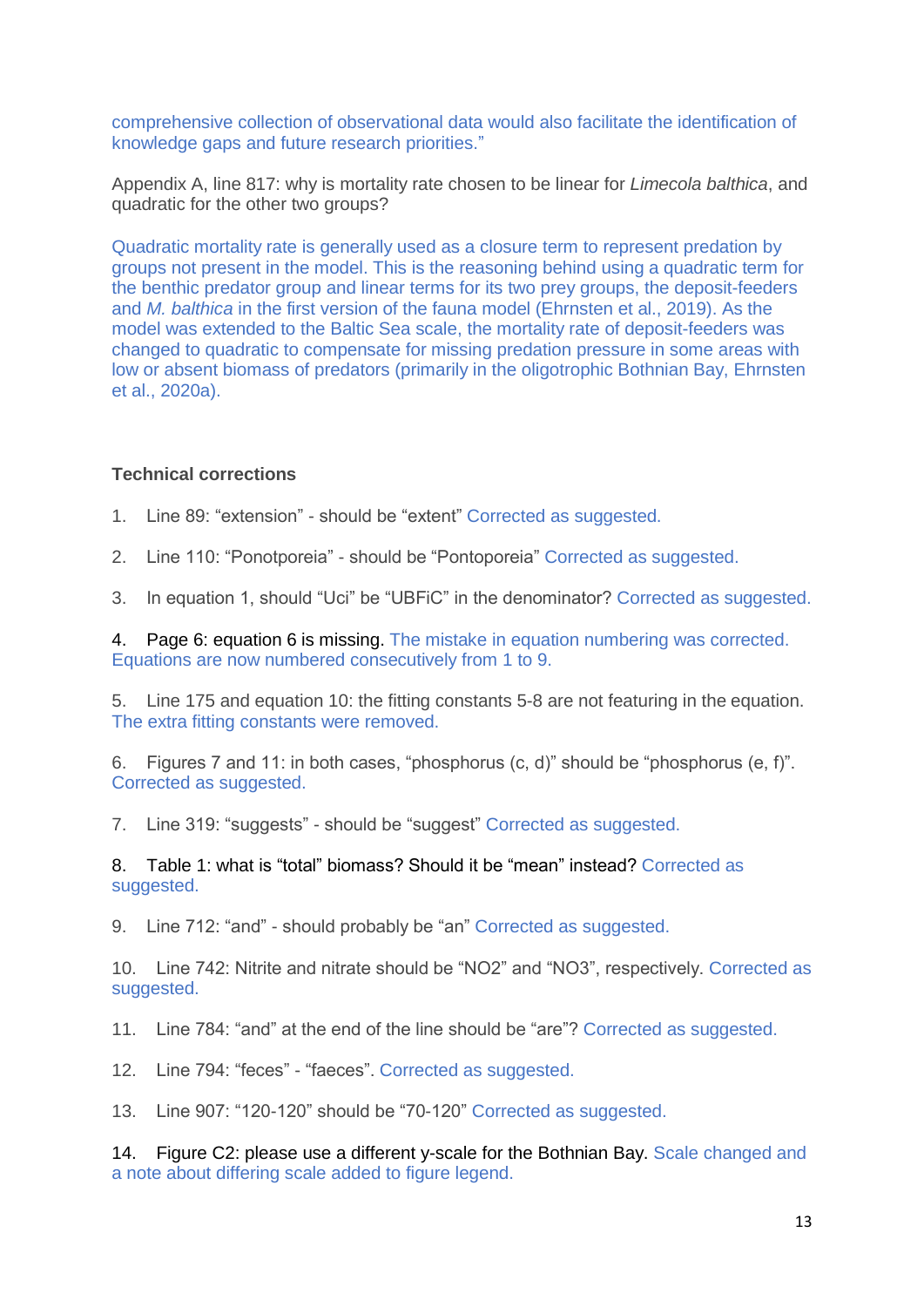comprehensive collection of observational data would also facilitate the identification of knowledge gaps and future research priorities."

Appendix A, line 817: why is mortality rate chosen to be linear for *Limecola balthica*, and quadratic for the other two groups?

Quadratic mortality rate is generally used as a closure term to represent predation by groups not present in the model. This is the reasoning behind using a quadratic term for the benthic predator group and linear terms for its two prey groups, the deposit-feeders and *M. balthica* in the first version of the fauna model (Ehrnsten et al., 2019). As the model was extended to the Baltic Sea scale, the mortality rate of deposit-feeders was changed to quadratic to compensate for missing predation pressure in some areas with low or absent biomass of predators (primarily in the oligotrophic Bothnian Bay, Ehrnsten et al., 2020a).

**Technical corrections**

1. Line 89: "extension" - should be "extent" Corrected as suggested.

2. Line 110: "Ponotporeia" - should be "Pontoporeia" Corrected as suggested.

3. In equation 1, should "Uci" be "UBFiC" in the denominator? Corrected as suggested.

4. Page 6: equation 6 is missing. The mistake in equation numbering was corrected. Equations are now numbered consecutively from 1 to 9.

5. Line 175 and equation 10: the fitting constants 5-8 are not featuring in the equation. The extra fitting constants were removed.

6. Figures 7 and 11: in both cases, "phosphorus (c, d)" should be "phosphorus (e, f)". Corrected as suggested.

7. Line 319: "suggests" - should be "suggest" Corrected as suggested.

8. Table 1: what is "total" biomass? Should it be "mean" instead? Corrected as suggested.

9. Line 712: "and" - should probably be "an" Corrected as suggested.

10. Line 742: Nitrite and nitrate should be "NO2" and "NO3", respectively. Corrected as suggested.

11. Line 784: "and" at the end of the line should be "are"? Corrected as suggested.

12. Line 794: "feces" - "faeces". Corrected as suggested.

13. Line 907: "120-120" should be "70-120" Corrected as suggested.

14. Figure C2: please use a different y-scale for the Bothnian Bay. Scale changed and a note about differing scale added to figure legend.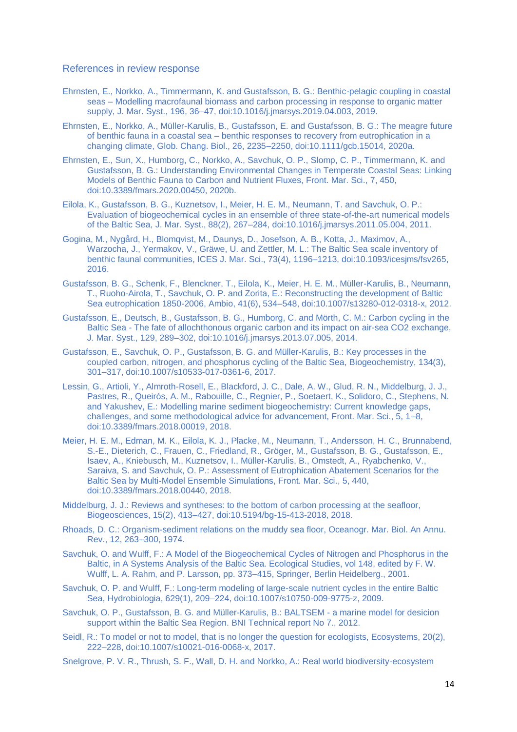## References in review response

Ehrnsten, E., Norkko, A., Timmermann, K. and Gustafsson, B. G.: Benthic-pelagic coupling in coastal seas – Modelling macrofaunal biomass and carbon processing in response to organic matter supply, J. Mar. Syst., 196, 36–47, doi:10.1016/j.jmarsys.2019.04.003, 2019.

Ehrnsten, E., Norkko, A., Müller-Karulis, B., Gustafsson, E. and Gustafsson, B. G.: The meagre future of benthic fauna in a coastal sea – benthic responses to recovery from eutrophication in a changing climate, Glob. Chang. Biol., 26, 2235–2250, doi:10.1111/gcb.15014, 2020a.

Ehrnsten, E., Sun, X., Humborg, C., Norkko, A., Savchuk, O. P., Slomp, C. P., Timmermann, K. and Gustafsson, B. G.: Understanding Environmental Changes in Temperate Coastal Seas: Linking Models of Benthic Fauna to Carbon and Nutrient Fluxes, Front. Mar. Sci., 7, 450, doi:10.3389/fmars.2020.00450, 2020b.

Eilola, K., Gustafsson, B. G., Kuznetsov, I., Meier, H. E. M., Neumann, T. and Savchuk, O. P.: Evaluation of biogeochemical cycles in an ensemble of three state-of-the-art numerical models of the Baltic Sea, J. Mar. Syst., 88(2), 267–284, doi:10.1016/j.jmarsys.2011.05.004, 2011.

Gogina, M., Nygård, H., Blomqvist, M., Daunys, D., Josefson, A. B., Kotta, J., Maximov, A., Warzocha, J., Yermakov, V., Gräwe, U. and Zettler, M. L.: The Baltic Sea scale inventory of benthic faunal communities, ICES J. Mar. Sci., 73(4), 1196–1213, doi:10.1093/icesjms/fsv265, 2016.

Gustafsson, B. G., Schenk, F., Blenckner, T., Eilola, K., Meier, H. E. M., Müller-Karulis, B., Neumann, T., Ruoho-Airola, T., Savchuk, O. P. and Zorita, E.: Reconstructing the development of Baltic Sea eutrophication 1850-2006, Ambio, 41(6), 534–548, doi:10.1007/s13280-012-0318-x, 2012.

Gustafsson, E., Deutsch, B., Gustafsson, B. G., Humborg, C. and Mörth, C. M.: Carbon cycling in the Baltic Sea - The fate of allochthonous organic carbon and its impact on air-sea CO2 exchange, J. Mar. Syst., 129, 289–302, doi:10.1016/j.jmarsys.2013.07.005, 2014.

Gustafsson, E., Savchuk, O. P., Gustafsson, B. G. and Müller-Karulis, B.: Key processes in the coupled carbon, nitrogen, and phosphorus cycling of the Baltic Sea, Biogeochemistry, 134(3), 301–317, doi:10.1007/s10533-017-0361-6, 2017.

Lessin, G., Artioli, Y., Almroth-Rosell, E., Blackford, J. C., Dale, A. W., Glud, R. N., Middelburg, J. J., Pastres, R., Queirós, A. M., Rabouille, C., Regnier, P., Soetaert, K., Solidoro, C., Stephens, N. and Yakushev, E.: Modelling marine sediment biogeochemistry: Current knowledge gaps, challenges, and some methodological advice for advancement, Front. Mar. Sci., 5, 1–8, doi:10.3389/fmars.2018.00019, 2018.

Meier, H. E. M., Edman, M. K., Eilola, K. J., Placke, M., Neumann, T., Andersson, H. C., Brunnabend, S.-E., Dieterich, C., Frauen, C., Friedland, R., Gröger, M., Gustafsson, B. G., Gustafsson, E., Isaev, A., Kniebusch, M., Kuznetsov, I., Müller-Karulis, B., Omstedt, A., Ryabchenko, V., Saraiva, S. and Savchuk, O. P.: Assessment of Eutrophication Abatement Scenarios for the Baltic Sea by Multi-Model Ensemble Simulations, Front. Mar. Sci., 5, 440, doi:10.3389/fmars.2018.00440, 2018.

Middelburg, J. J.: Reviews and syntheses: to the bottom of carbon processing at the seafloor, Biogeosciences, 15(2), 413–427, doi:10.5194/bg-15-413-2018, 2018.

Rhoads, D. C.: Organism-sediment relations on the muddy sea floor, Oceanogr. Mar. Biol. An Annu. Rev., 12, 263–300, 1974.

Savchuk, O. and Wulff, F.: A Model of the Biogeochemical Cycles of Nitrogen and Phosphorus in the Baltic, in A Systems Analysis of the Baltic Sea. Ecological Studies, vol 148, edited by F. W. Wulff, L. A. Rahm, and P. Larsson, pp. 373–415, Springer, Berlin Heidelberg., 2001.

Savchuk, O. P. and Wulff, F.: Long-term modeling of large-scale nutrient cycles in the entire Baltic Sea, Hydrobiologia, 629(1), 209–224, doi:10.1007/s10750-009-9775-z, 2009.

Savchuk, O. P., Gustafsson, B. G. and Müller-Karulis, B.: BALTSEM - a marine model for desicion support within the Baltic Sea Region. BNI Technical report No 7., 2012.

Seidl, R.: To model or not to model, that is no longer the question for ecologists, Ecosystems, 20(2), 222–228, doi:10.1007/s10021-016-0068-x, 2017.

Snelgrove, P. V. R., Thrush, S. F., Wall, D. H. and Norkko, A.: Real world biodiversity-ecosystem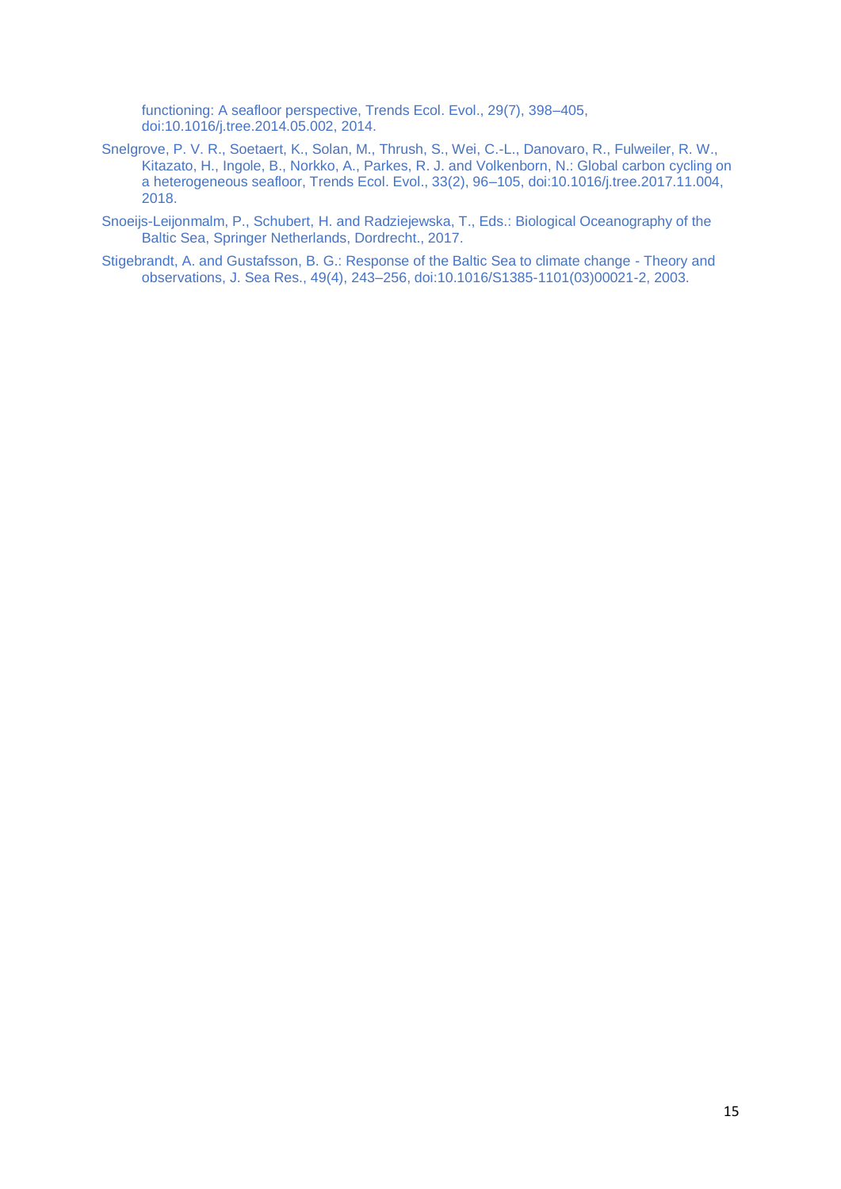functioning: A seafloor perspective, Trends Ecol. Evol., 29(7), 398–405, doi:10.1016/j.tree.2014.05.002, 2014.

Snelgrove, P. V. R., Soetaert, K., Solan, M., Thrush, S., Wei, C.-L., Danovaro, R., Fulweiler, R. W., Kitazato, H., Ingole, B., Norkko, A., Parkes, R. J. and Volkenborn, N.: Global carbon cycling on a heterogeneous seafloor, Trends Ecol. Evol., 33(2), 96–105, doi:10.1016/j.tree.2017.11.004, 2018.

Snoeijs-Leijonmalm, P., Schubert, H. and Radziejewska, T., Eds.: Biological Oceanography of the Baltic Sea, Springer Netherlands, Dordrecht., 2017.

Stigebrandt, A. and Gustafsson, B. G.: Response of the Baltic Sea to climate change - Theory and observations, J. Sea Res., 49(4), 243–256, doi:10.1016/S1385-1101(03)00021-2, 2003.